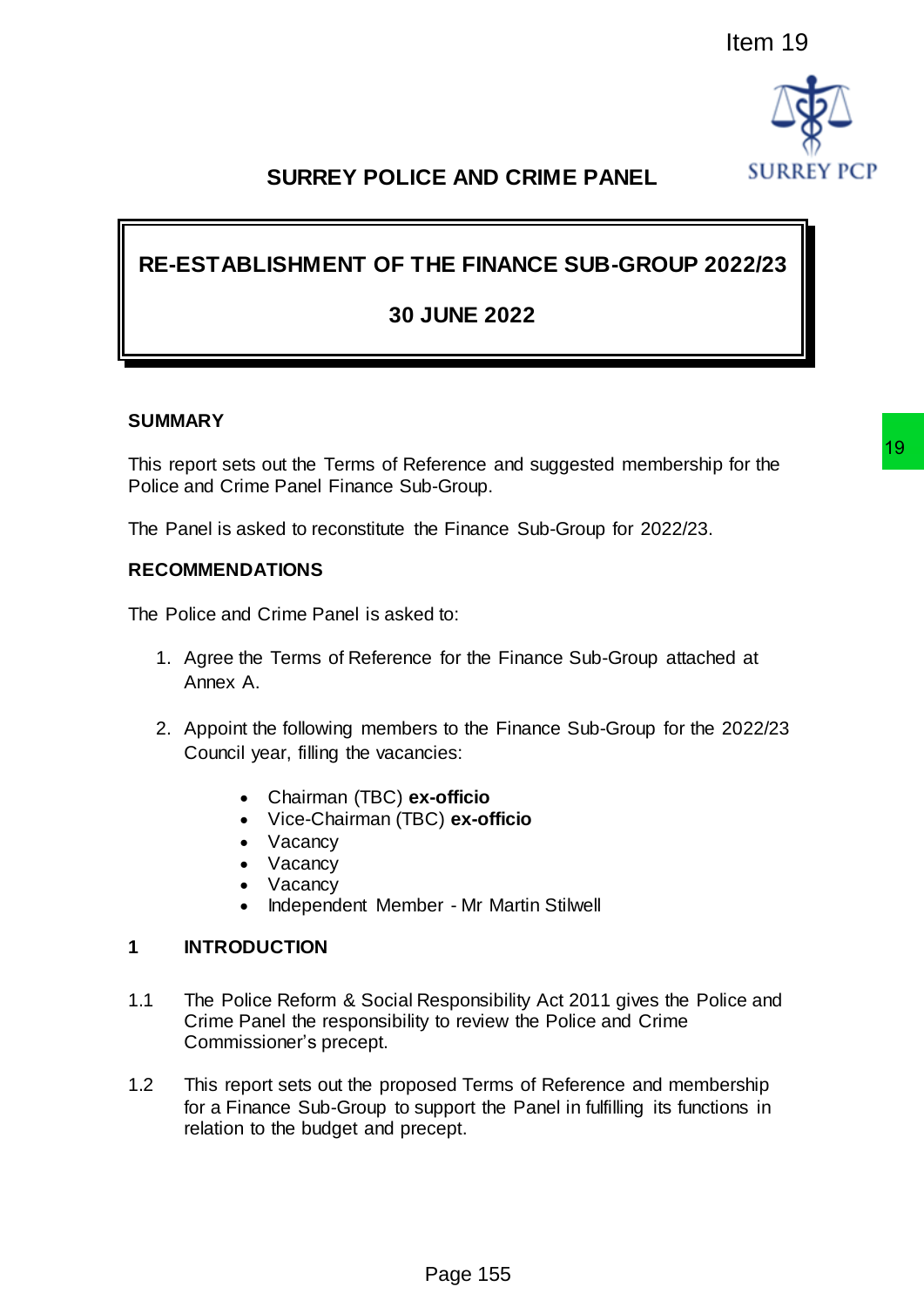Item 19

# SURREY POLICE AND CRIME PANEL

## RE-ESTABLISHMENT OF THE FINANCE SUB-GROUP 2022/23

## 30 JUNE 2022

**SUMMARY**

This report sets out the Terms of Reference and suggested membership for the Police and Crime Panel Finance Sub-Group.

The Panel is asked to reconstitute the Finance Sub-Group for 2022/23.

**RECOMMENDATIONS**

The Police and Crime Panel is asked to:

1. Agree the Terms of Reference for the Finance Sub-Group attached at Annex A.

2. Appoint the following members to the Finance Sub-Group for the 2022/23 Council year, filling the vacancies:

    - Chairman (TBC) **ex-officio**
    - Vice-Chairman (TBC) **ex-officio**
    - Vacancy
    - Vacancy
    - Vacancy
    - Independent Member - Mr Martin Stilwell

## 1 INTRODUCTION

1.1 The Police Reform & Social Responsibility Act 2011 gives the Police and Crime Panel the responsibility to review the Police and Crime Commissioner's precept.

1.2 This report sets out the proposed Terms of Reference and membership for a Finance Sub-Group to support the Panel in fulfilling its functions in relation to the budget and precept.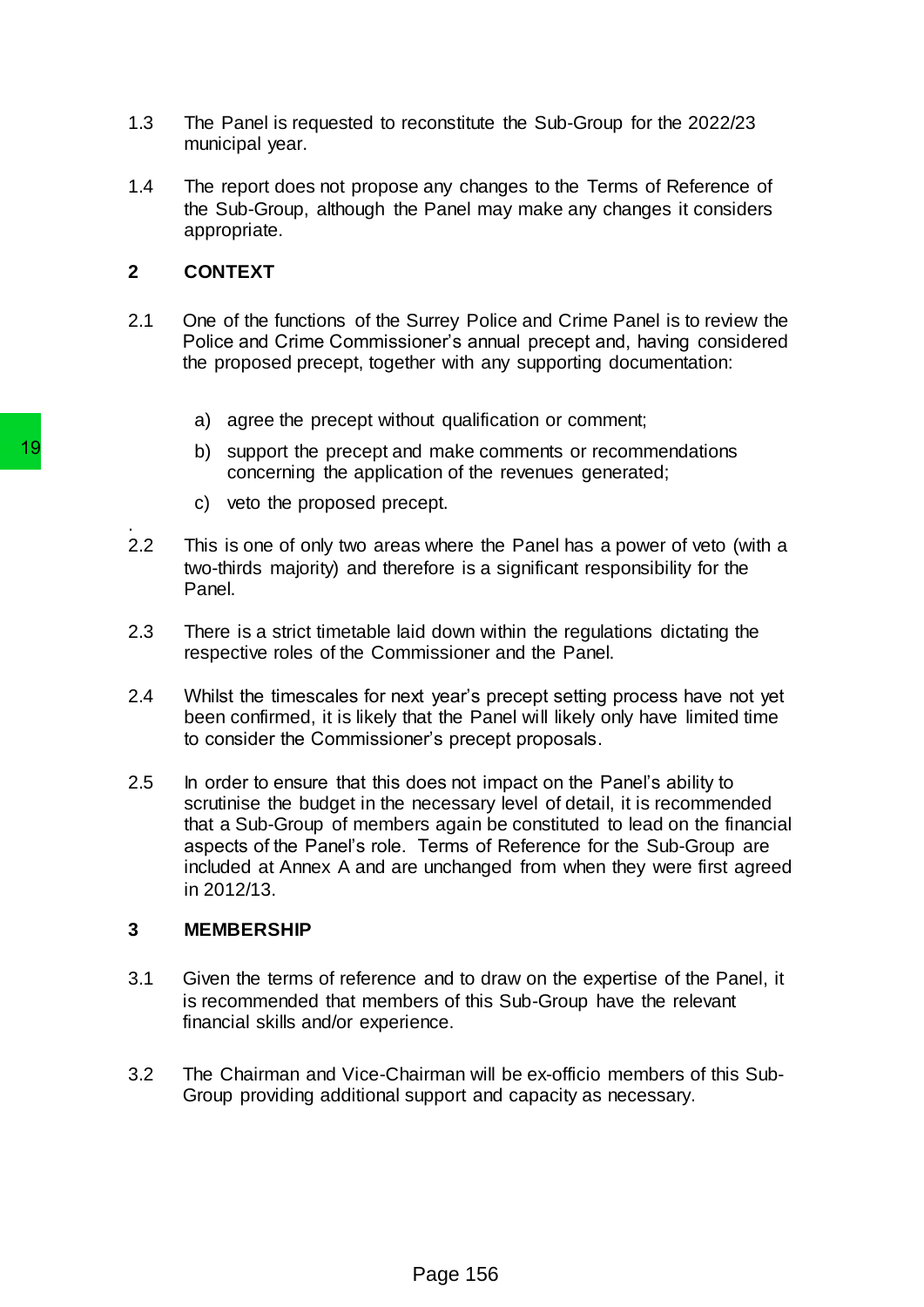1.3 The Panel is requested to reconstitute the Sub-Group for the 2022/23 municipal year.

1.4 The report does not propose any changes to the Terms of Reference of the Sub-Group, although the Panel may make any changes it considers appropriate.

## 2 CONTEXT

2.1 One of the functions of the Surrey Police and Crime Panel is to review the Police and Crime Commissioner's annual precept and, having considered the proposed precept, together with any supporting documentation:

a) agree the precept without qualification or comment;

b) support the precept and make comments or recommendations concerning the application of the revenues generated;

c) veto the proposed precept.

2.2 This is one of only two areas where the Panel has a power of veto (with a two-thirds majority) and therefore is a significant responsibility for the Panel.

2.3 There is a strict timetable laid down within the regulations dictating the respective roles of the Commissioner and the Panel.

2.4 Whilst the timescales for next year's precept setting process have not yet been confirmed, it is likely that the Panel will likely only have limited time to consider the Commissioner's precept proposals.

2.5 In order to ensure that this does not impact on the Panel's ability to scrutinise the budget in the necessary level of detail, it is recommended that a Sub-Group of members again be constituted to lead on the financial aspects of the Panel's role. Terms of Reference for the Sub-Group are included at Annex A and are unchanged from when they were first agreed in 2012/13.

## 3 MEMBERSHIP

3.1 Given the terms of reference and to draw on the expertise of the Panel, it is recommended that members of this Sub-Group have the relevant financial skills and/or experience.

3.2 The Chairman and Vice-Chairman will be ex-officio members of this Sub-Group providing additional support and capacity as necessary.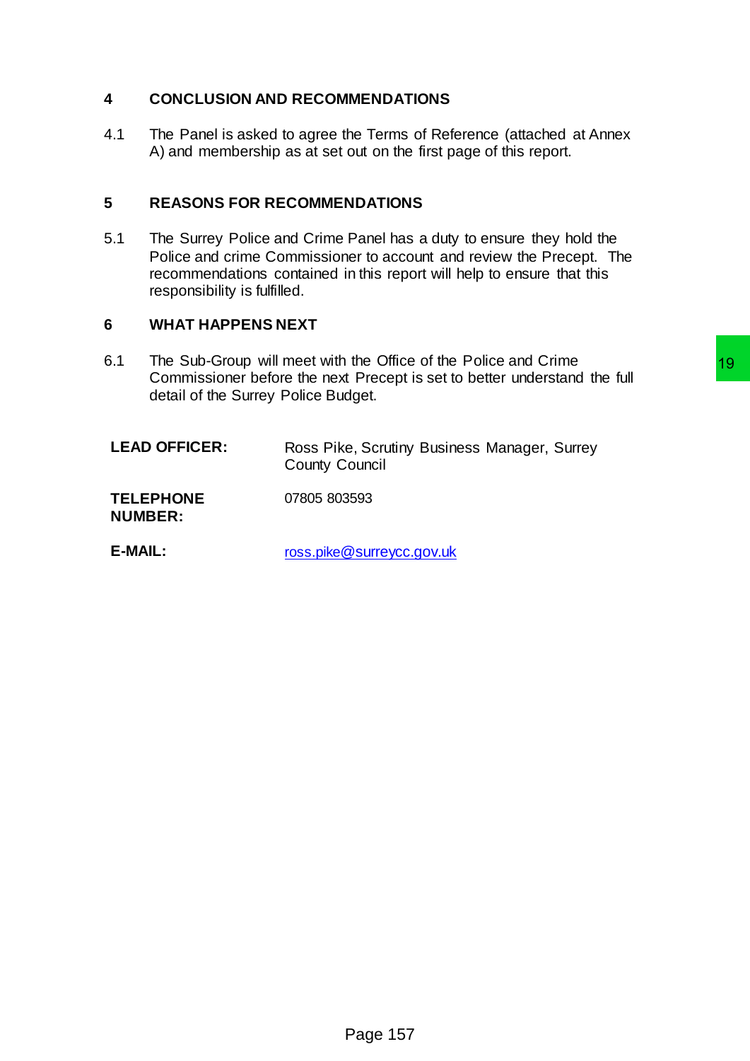## 4 CONCLUSION AND RECOMMENDATIONS

4.1 The Panel is asked to agree the Terms of Reference (attached at Annex A) and membership as at set out on the first page of this report.

## 5 REASONS FOR RECOMMENDATIONS

5.1 The Surrey Police and Crime Panel has a duty to ensure they hold the Police and crime Commissioner to account and review the Precept. The recommendations contained in this report will help to ensure that this responsibility is fulfilled.

## 6 WHAT HAPPENS NEXT

6.1 The Sub-Group will meet with the Office of the Police and Crime Commissioner before the next Precept is set to better understand the full detail of the Surrey Police Budget.

| | |
|---|---|
| **LEAD OFFICER:** | Ross Pike, Scrutiny Business Manager, Surrey County Council |
| **TELEPHONE NUMBER:** | 07805 803593 |
| **E-MAIL:** | ross.pike@surreycc.gov.uk |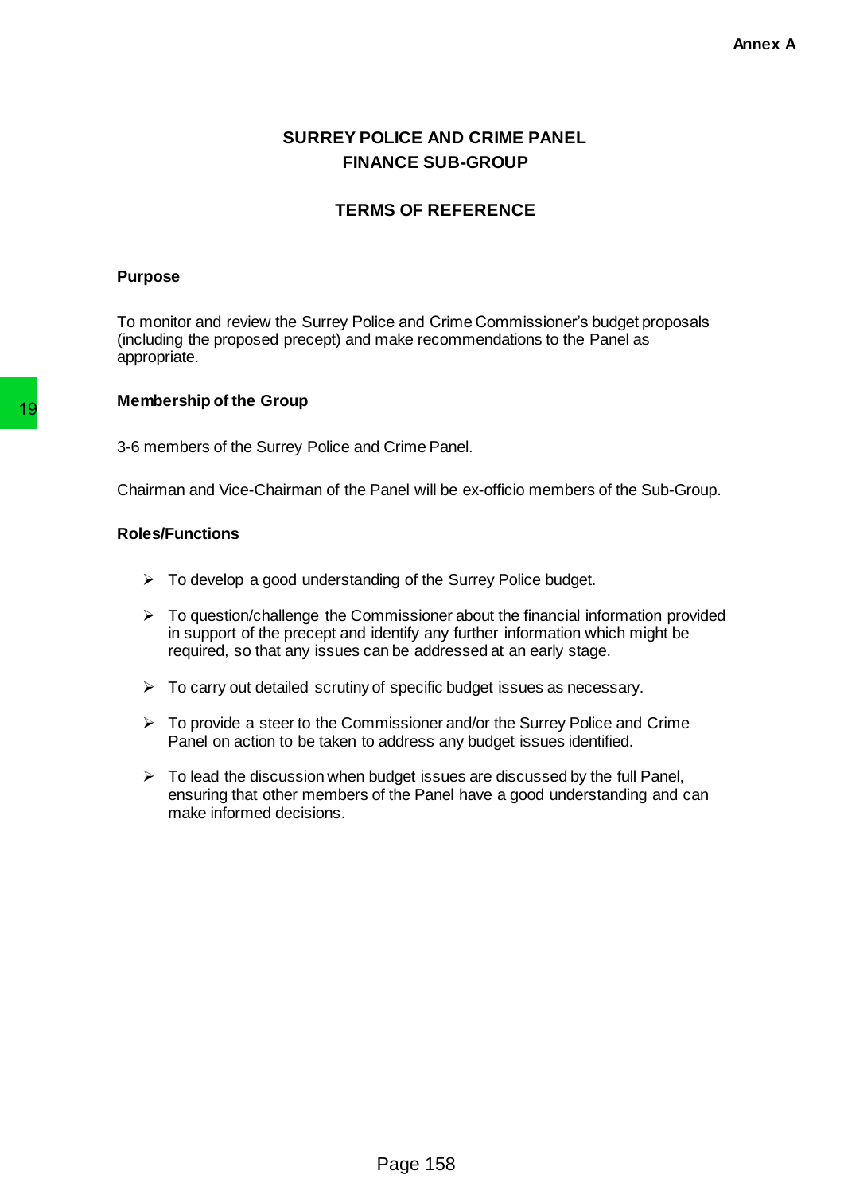Annex A

# SURREY POLICE AND CRIME PANEL
# FINANCE SUB-GROUP

## TERMS OF REFERENCE

### Purpose

To monitor and review the Surrey Police and Crime Commissioner's budget proposals (including the proposed precept) and make recommendations to the Panel as appropriate.

### Membership of the Group

3-6 members of the Surrey Police and Crime Panel.

Chairman and Vice-Chairman of the Panel will be ex-officio members of the Sub-Group.

### Roles/Functions

- To develop a good understanding of the Surrey Police budget.
- To question/challenge the Commissioner about the financial information provided in support of the precept and identify any further information which might be required, so that any issues can be addressed at an early stage.
- To carry out detailed scrutiny of specific budget issues as necessary.
- To provide a steer to the Commissioner and/or the Surrey Police and Crime Panel on action to be taken to address any budget issues identified.
- To lead the discussion when budget issues are discussed by the full Panel, ensuring that other members of the Panel have a good understanding and can make informed decisions.